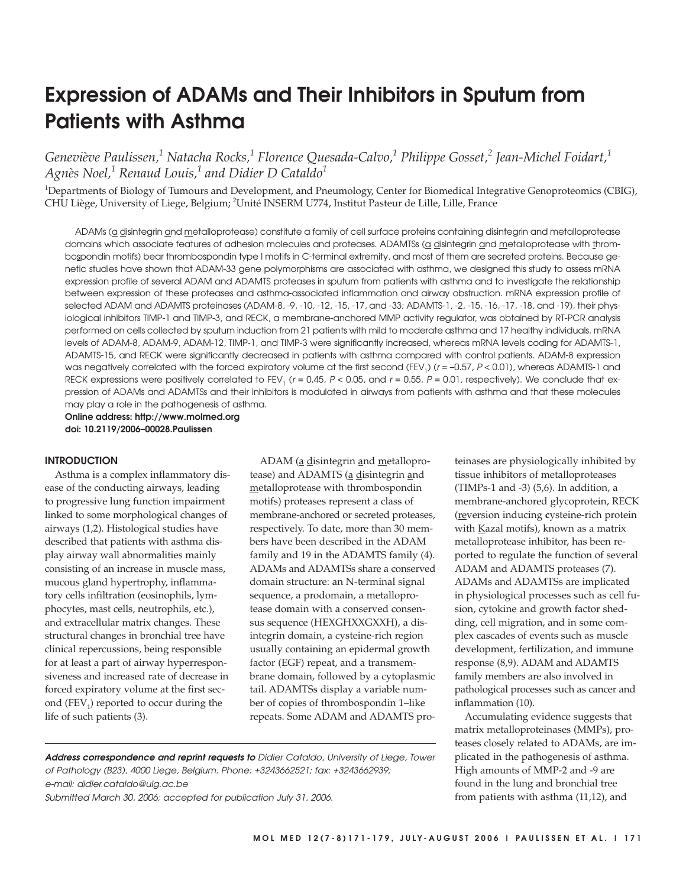# Expression of ADAMs and Their Inhibitors in Sputum from Patients with Asthma

*Geneviève Paulissen,[1] Natacha Rocks,[1] Florence Quesada-Calvo,[1] Philippe Gosset,[2] Jean-Michel Foidart,[1] Agnès Noel,[1] Renaud Louis,[1] and Didier D Cataldo[1]*

[1]Departments of Biology of Tumours and Development, and Pneumology, Center for Biomedical Integrative Genoproteomics (CBIG), CHU Liège, University of Liege, Belgium; [2]Unité INSERM U774, Institut Pasteur de Lille, Lille, France

ADAMs (a disintegrin and metalloprotease) constitute a family of cell surface proteins containing disintegrin and metalloprotease domains which associate features of adhesion molecules and proteases. ADAMTSs (a disintegrin and metalloprotease with thrombospondin motifs) bear thrombospondin type I motifs in C-terminal extremity, and most of them are secreted proteins. Because genetic studies have shown that ADAM-33 gene polymorphisms are associated with asthma, we designed this study to assess mRNA expression profile of several ADAM and ADAMTS proteases in sputum from patients with asthma and to investigate the relationship between expression of these proteases and asthma-associated inflammation and airway obstruction. mRNA expression profile of selected ADAM and ADAMTS proteinases (ADAM-8, -9, -10, -12, -15, -17, and -33; ADAMTS-1, -2, -15, -16, -17, -18, and -19), their physiological inhibitors TIMP-1 and TIMP-3, and RECK, a membrane-anchored MMP activity regulator, was obtained by RT-PCR analysis performed on cells collected by sputum induction from 21 patients with mild to moderate asthma and 17 healthy individuals. mRNA levels of ADAM-8, ADAM-9, ADAM-12, TIMP-1, and TIMP-3 were significantly increased, whereas mRNA levels coding for ADAMTS-1, ADAMTS-15, and RECK were significantly decreased in patients with asthma compared with control patients. ADAM-8 expression was negatively correlated with the forced expiratory volume at the first second ($FEV_1$) ($r = -0.57$, $P < 0.01$), whereas ADAMTS-1 and RECK expressions were positively correlated to $FEV_1$ ($r = 0.45$, $P < 0.05$, and $r = 0.55$, $P = 0.01$, respectively). We conclude that expression of ADAMs and ADAMTSs and their inhibitors is modulated in airways from patients with asthma and that these molecules may play a role in the pathogenesis of asthma.

**Online address: http://www.molmed.org**
**doi: 10.2119/2006–00028.Paulissen**

## INTRODUCTION

Asthma is a complex inflammatory disease of the conducting airways, leading to progressive lung function impairment linked to some morphological changes of airways (1,2). Histological studies have described that patients with asthma display airway wall abnormalities mainly consisting of an increase in muscle mass, mucous gland hypertrophy, inflammatory cells infiltration (eosinophils, lymphocytes, mast cells, neutrophils, etc.), and extracellular matrix changes. These structural changes in bronchial tree have clinical repercussions, being responsible for at least a part of airway hyperresponsiveness and increased rate of decrease in forced expiratory volume at the first second ($FEV_1$) reported to occur during the life of such patients (3).

ADAM (a disintegrin and metalloprotease) and ADAMTS (a disintegrin and metalloprotease with thrombospondin motifs) proteases represent a class of membrane-anchored or secreted proteases, respectively. To date, more than 30 members have been described in the ADAM family and 19 in the ADAMTS family (4). ADAMs and ADAMTSs share a conserved domain structure: an N-terminal signal sequence, a prodomain, a metalloprotease domain with a conserved consensus sequence (HEXGHXXGXXH), a disintegrin domain, a cysteine-rich region usually containing an epidermal growth factor (EGF) repeat, and a transmembrane domain, followed by a cytoplasmic tail. ADAMTSs display a variable number of copies of thrombospondin 1–like repeats. Some ADAM and ADAMTS proteinases are physiologically inhibited by tissue inhibitors of metalloproteases (TIMPs-1 and -3) (5,6). In addition, a membrane-anchored glycoprotein, RECK (reversion inducing cysteine-rich protein with Kazal motifs), known as a matrix metalloprotease inhibitor, has been reported to regulate the function of several ADAM and ADAMTS proteases (7). ADAMs and ADAMTSs are implicated in physiological processes such as cell fusion, cytokine and growth factor shedding, cell migration, and in some complex cascades of events such as muscle development, fertilization, and immune response (8,9). ADAM and ADAMTS family members are also involved in pathological processes such as cancer and inflammation (10).

Accumulating evidence suggests that matrix metalloproteinases (MMPs), proteases closely related to ADAMs, are implicated in the pathogenesis of asthma. High amounts of MMP-2 and -9 are found in the lung and bronchial tree from patients with asthma (11,12), and

***Address correspondence and reprint requests to** Didier Cataldo, University of Liege, Tower of Pathology (B23), 4000 Liege, Belgium. Phone: +3243662521; fax: +3243662939; e-mail: didier.cataldo@ulg.ac.be*
*Submitted March 30, 2006; accepted for publication July 31, 2006.*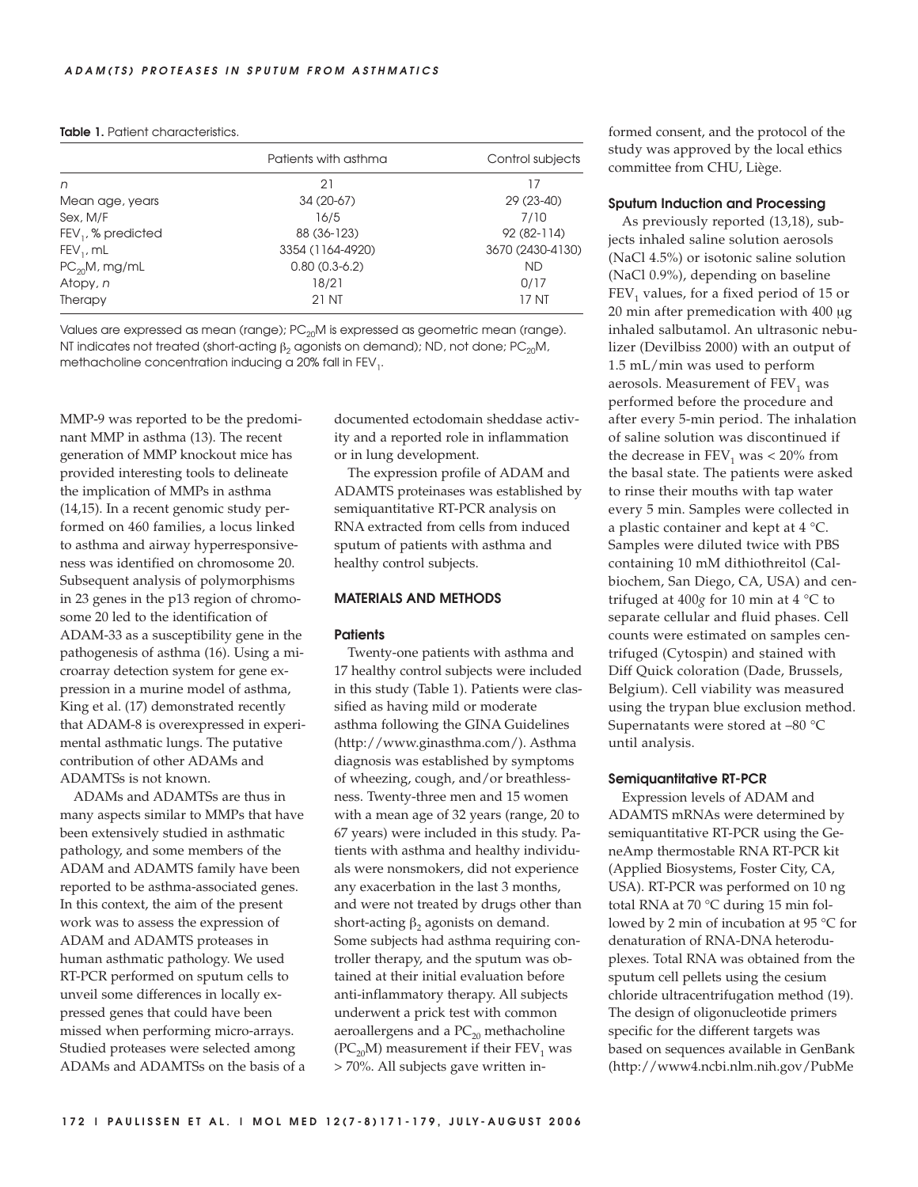**Table 1.** Patient characteristics.

| | Patients with asthma | Control subjects |
|---|---|---|
| $n$ | 21 | 17 |
| Mean age, years | 34 (20-67) | 29 (23-40) |
| Sex, M/F | 16/5 | 7/10 |
| $FEV_1$, % predicted | 88 (36-123) | 92 (82-114) |
| $FEV_1$, mL | 3354 (1164-4920) | 3670 (2430-4130) |
| $PC_{20}M$, mg/mL | 0.80 (0.3-6.2) | ND |
| Atopy, $n$ | 18/21 | 0/17 |
| Therapy | 21 NT | 17 NT |

Values are expressed as mean (range); $PC_{20}M$ is expressed as geometric mean (range). NT indicates not treated (short-acting $\beta_2$ agonists on demand); ND, not done; $PC_{20}M$, methacholine concentration inducing a 20% fall in $FEV_1$.

MMP-9 was reported to be the predominant MMP in asthma (13). The recent generation of MMP knockout mice has provided interesting tools to delineate the implication of MMPs in asthma (14,15). In a recent genomic study performed on 460 families, a locus linked to asthma and airway hyperresponsiveness was identified on chromosome 20. Subsequent analysis of polymorphisms in 23 genes in the p13 region of chromosome 20 led to the identification of ADAM-33 as a susceptibility gene in the pathogenesis of asthma (16). Using a microarray detection system for gene expression in a murine model of asthma, King et al. (17) demonstrated recently that ADAM-8 is overexpressed in experimental asthmatic lungs. The putative contribution of other ADAMs and ADAMTSs is not known.

ADAMs and ADAMTSs are thus in many aspects similar to MMPs that have been extensively studied in asthmatic pathology, and some members of the ADAM and ADAMTS family have been reported to be asthma-associated genes. In this context, the aim of the present work was to assess the expression of ADAM and ADAMTS proteases in human asthmatic pathology. We used RT-PCR performed on sputum cells to unveil some differences in locally expressed genes that could have been missed when performing micro-arrays. Studied proteases were selected among ADAMs and ADAMTSs on the basis of a documented ectodomain sheddase activity and a reported role in inflammation or in lung development.

The expression profile of ADAM and ADAMTS proteinases was established by semiquantitative RT-PCR analysis on RNA extracted from cells from induced sputum of patients with asthma and healthy control subjects.

## MATERIALS AND METHODS

### Patients

Twenty-one patients with asthma and 17 healthy control subjects were included in this study (Table 1). Patients were classified as having mild or moderate asthma following the GINA Guidelines (http://www.ginasthma.com/). Asthma diagnosis was established by symptoms of wheezing, cough, and/or breathlessness. Twenty-three men and 15 women with a mean age of 32 years (range, 20 to 67 years) were included in this study. Patients with asthma and healthy individuals were nonsmokers, did not experience any exacerbation in the last 3 months, and were not treated by drugs other than short-acting $\beta_2$ agonists on demand. Some subjects had asthma requiring controller therapy, and the sputum was obtained at their initial evaluation before anti-inflammatory therapy. All subjects underwent a prick test with common aeroallergens and a $PC_{20}$ methacholine ($PC_{20}M$) measurement if their $FEV_1$ was > 70%. All subjects gave written informed consent, and the protocol of the study was approved by the local ethics committee from CHU, Liège.

### Sputum Induction and Processing

As previously reported (13,18), subjects inhaled saline solution aerosols (NaCl 4.5%) or isotonic saline solution (NaCl 0.9%), depending on baseline $FEV_1$ values, for a fixed period of 15 or 20 min after premedication with 400 μg inhaled salbutamol. An ultrasonic nebulizer (Devilbiss 2000) with an output of 1.5 mL/min was used to perform aerosols. Measurement of $FEV_1$ was performed before the procedure and after every 5-min period. The inhalation of saline solution was discontinued if the decrease in $FEV_1$ was < 20% from the basal state. The patients were asked to rinse their mouths with tap water every 5 min. Samples were collected in a plastic container and kept at 4 °C. Samples were diluted twice with PBS containing 10 mM dithiothreitol (Calbiochem, San Diego, CA, USA) and centrifuged at 400*g* for 10 min at 4 °C to separate cellular and fluid phases. Cell counts were estimated on samples centrifuged (Cytospin) and stained with Diff Quick coloration (Dade, Brussels, Belgium). Cell viability was measured using the trypan blue exclusion method. Supernatants were stored at –80 °C until analysis.

### Semiquantitative RT-PCR

Expression levels of ADAM and ADAMTS mRNAs were determined by semiquantitative RT-PCR using the GeneAmp thermostable RNA RT-PCR kit (Applied Biosystems, Foster City, CA, USA). RT-PCR was performed on 10 ng total RNA at 70 °C during 15 min followed by 2 min of incubation at 95 °C for denaturation of RNA-DNA heteroduplexes. Total RNA was obtained from the sputum cell pellets using the cesium chloride ultracentrifugation method (19). The design of oligonucleotide primers specific for the different targets was based on sequences available in GenBank (http://www4.ncbi.nlm.nih.gov/PubMe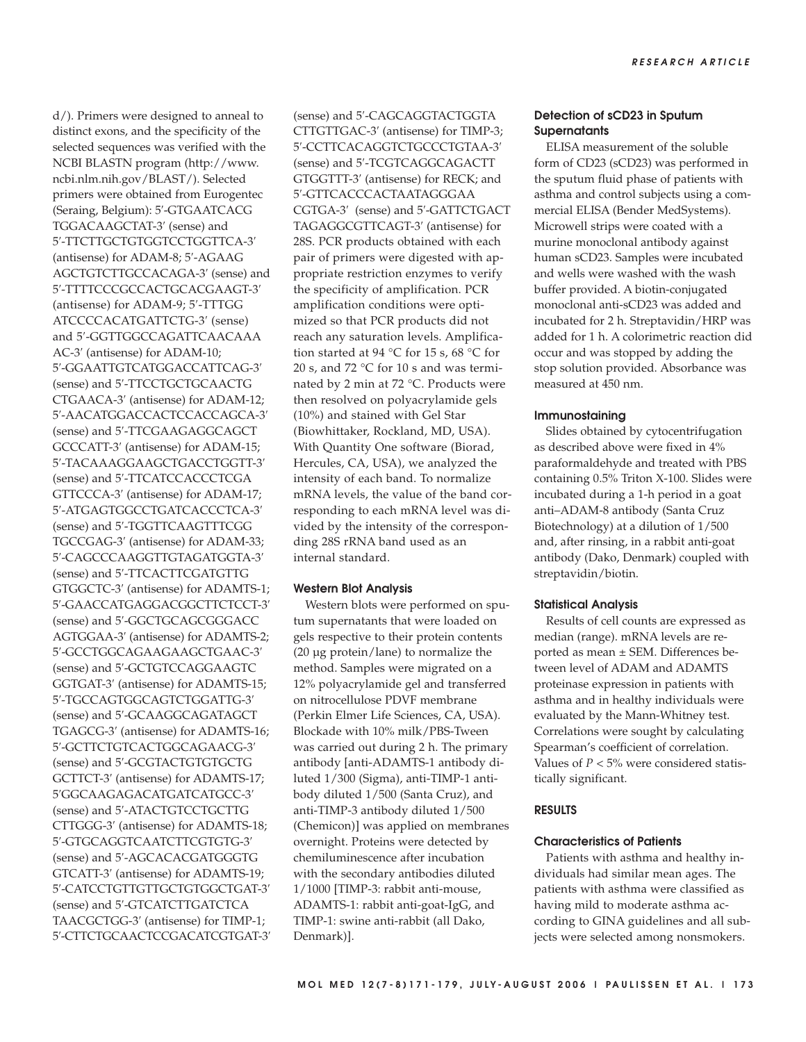d/). Primers were designed to anneal to distinct exons, and the specificity of the selected sequences was verified with the NCBI BLASTN program (http://www.ncbi.nlm.nih.gov/BLAST/). Selected primers were obtained from Eurogentec (Seraing, Belgium): 5′-GTGAATCACG TGGACAAGCTAT-3′ (sense) and 5′-TTCTTGCTGTGGTCCTGGTTCA-3′ (antisense) for ADAM-8; 5′-AGAAG AGCTGTCTTGCCACAGA-3′ (sense) and 5′-TTTTCCCGCCACTGCACGAAGT-3′ (antisense) for ADAM-9; 5′-TTTGG ATCCCCACATGATTCTG-3′ (sense) and 5′-GGTTGGCCAGATTCAACAAA AC-3′ (antisense) for ADAM-10; 5′-GGAATTGTCATGGACCATTCAG-3′ (sense) and 5′-TTCCTGCTGCAACTG CTGAACA-3′ (antisense) for ADAM-12; 5′-AACATGGACCACTCCACCAGCA-3′ (sense) and 5′-TTCGAAGAGGCAGCT GCCCATT-3′ (antisense) for ADAM-15; 5′-TACAAAGGAAGCTGACCTGGTT-3′ (sense) and 5′-TTCATCCACCCTCGA GTTCCCA-3′ (antisense) for ADAM-17; 5′-ATGAGTGGCCTGATCACCCTCA-3′ (sense) and 5′-TGGTTCAAGTTTCGG TGCCGAG-3′ (antisense) for ADAM-33; 5′-CAGCCCAAGGTTGTAGATGGTA-3′ (sense) and 5′-TTCACTTCGATGTTG GTGGCTC-3′ (antisense) for ADAMTS-1; 5′-GAACCATGAGGACGGCTTCTCCT-3′ (sense) and 5′-GGCTGCAGCGGGACC AGTGGAA-3′ (antisense) for ADAMTS-2; 5′-GCCTGGCAGAAGAAGCTGAAC-3′ (sense) and 5′-GCTGTCCAGGAAGTC GGTGAT-3′ (antisense) for ADAMTS-15; 5′-TGCCAGTGGCAGTCTGGATTG-3′ (sense) and 5′-GCAAGGCAGATAGCT TGAGCG-3′ (antisense) for ADAMTS-16; 5′-GCTTCTGTCACTGGCAGAACG-3′ (sense) and 5′-GCGTACTGTGTGCTG GCTTCT-3′ (antisense) for ADAMTS-17; 5′GGCAAGAGACATGATCATGCC-3′ (sense) and 5′-ATACTGTCCTGCTTG CTTGGG-3′ (antisense) for ADAMTS-18; 5′-GTGCAGGTCAATCTTCGTGTG-3′ (sense) and 5′-AGCACACGATGGGTG GTCATT-3′ (antisense) for ADAMTS-19; 5′-CATCCTGTTGTTGCTGTGGCTGAT-3′ (sense) and 5′-GTCATCTTGATCTCA TAACGCTGG-3′ (antisense) for TIMP-1; 5′-CTTCTGCAACTCCGACATCGTGAT-3′ (sense) and 5′-CAGCAGGTACTGGTA CTTGTTGAC-3′ (antisense) for TIMP-3; 5′-CCTTCACAGGTCTGCCCTGTAA-3′ (sense) and 5′-TCGTCAGGCAGACTT GTGGTTT-3′ (antisense) for RECK; and 5′-GTTCACCCACTAATAGGGAA CGTGA-3′ (sense) and 5′-GATTCTGACT TAGAGGCGTTCAGT-3′ (antisense) for 28S. PCR products obtained with each pair of primers were digested with appropriate restriction enzymes to verify the specificity of amplification. PCR amplification conditions were optimized so that PCR products did not reach any saturation levels. Amplification started at 94 °C for 15 s, 68 °C for 20 s, and 72 °C for 10 s and was terminated by 2 min at 72 °C. Products were then resolved on polyacrylamide gels (10%) and stained with Gel Star (Biowhittaker, Rockland, MD, USA). With Quantity One software (Biorad, Hercules, CA, USA), we analyzed the intensity of each band. To normalize mRNA levels, the value of the band corresponding to each mRNA level was divided by the intensity of the corresponding 28S rRNA band used as an internal standard.

### Western Blot Analysis

Western blots were performed on sputum supernatants that were loaded on gels respective to their protein contents (20 µg protein/lane) to normalize the method. Samples were migrated on a 12% polyacrylamide gel and transferred on nitrocellulose PDVF membrane (Perkin Elmer Life Sciences, CA, USA). Blockade with 10% milk/PBS-Tween was carried out during 2 h. The primary antibody [anti-ADAMTS-1 antibody diluted 1/300 (Sigma), anti-TIMP-1 antibody diluted 1/500 (Santa Cruz), and anti-TIMP-3 antibody diluted 1/500 (Chemicon)] was applied on membranes overnight. Proteins were detected by chemiluminescence after incubation with the secondary antibodies diluted 1/1000 [TIMP-3: rabbit anti-mouse, ADAMTS-1: rabbit anti-goat-IgG, and TIMP-1: swine anti-rabbit (all Dako, Denmark)].

### Detection of sCD23 in Sputum Supernatants

ELISA measurement of the soluble form of CD23 (sCD23) was performed in the sputum fluid phase of patients with asthma and control subjects using a commercial ELISA (Bender MedSystems). Microwell strips were coated with a murine monoclonal antibody against human sCD23. Samples were incubated and wells were washed with the wash buffer provided. A biotin-conjugated monoclonal anti-sCD23 was added and incubated for 2 h. Streptavidin/HRP was added for 1 h. A colorimetric reaction did occur and was stopped by adding the stop solution provided. Absorbance was measured at 450 nm.

### Immunostaining

Slides obtained by cytocentrifugation as described above were fixed in 4% paraformaldehyde and treated with PBS containing 0.5% Triton X-100. Slides were incubated during a 1-h period in a goat anti–ADAM-8 antibody (Santa Cruz Biotechnology) at a dilution of 1/500 and, after rinsing, in a rabbit anti-goat antibody (Dako, Denmark) coupled with streptavidin/biotin.

### Statistical Analysis

Results of cell counts are expressed as median (range). mRNA levels are reported as mean ± SEM. Differences between level of ADAM and ADAMTS proteinase expression in patients with asthma and in healthy individuals were evaluated by the Mann-Whitney test. Correlations were sought by calculating Spearman's coefficient of correlation. Values of $P < 5\%$ were considered statistically significant.

## RESULTS

### Characteristics of Patients

Patients with asthma and healthy individuals had similar mean ages. The patients with asthma were classified as having mild to moderate asthma according to GINA guidelines and all subjects were selected among nonsmokers.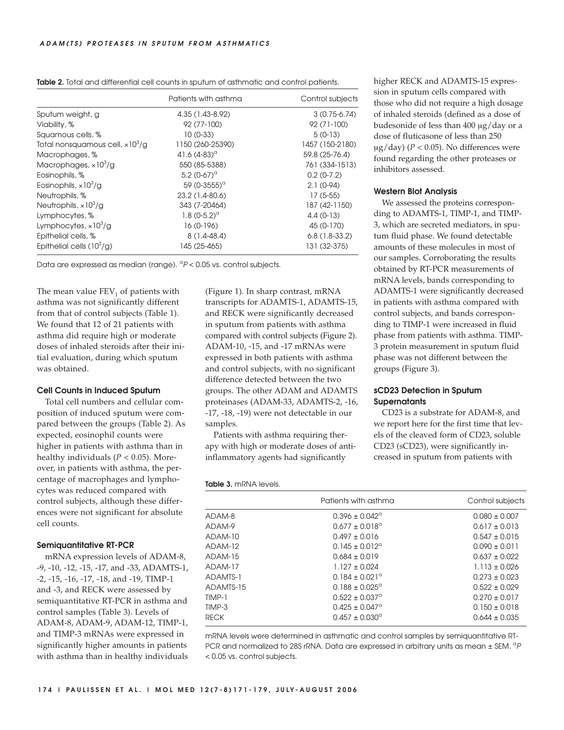**Table 2.** Total and differential cell counts in sputum of asthmatic and control patients.

| | Patients with asthma | Control subjects |
|---|---|---|
| Sputum weight, g | 4.35 (1.43-8.92) | 3 (0.75-6.74) |
| Viability, % | 92 (77-100) | 92 (71-100) |
| Squamous cells, % | 10 (0-33) | 5 (0-13) |
| Total nonsquamous cell, $\times 10^3$/g | 1150 (260-25390) | 1457 (150-2180) |
| Macrophages, % | 41.6 (4-83)[a] | 59.8 (25-76.4) |
| Macrophages, $\times 10^3$/g | 550 (85-5388) | 761 (334-1513) |
| Eosinophils, % | 5.2 (0-67)[a] | 0.2 (0-7.2) |
| Eosinophils, $\times 10^3$/g | 59 (0-3555)[a] | 2.1 (0-94) |
| Neutrophils, % | 23.2 (1.4-80.6) | 17 (5-55) |
| Neutrophils, $\times 10^3$/g | 343 (7-20464) | 187 (42-1150) |
| Lymphocytes, % | 1.8 (0-5.2)[a] | 4.4 (0-13) |
| Lymphocytes, $\times 10^3$/g | 16 (0-196) | 45 (0-170) |
| Epithelial cells, % | 8 (1.4-48.4) | 6.8 (1.8-33.2) |
| Epithelial cells ($10^3$/g) | 145 (25-465) | 131 (32-375) |

Data are expressed as median (range). [a]$P < 0.05$ vs. control subjects.

The mean value $FEV_1$ of patients with asthma was not significantly different from that of control subjects (Table 1). We found that 12 of 21 patients with asthma did require high or moderate doses of inhaled steroids after their initial evaluation, during which sputum was obtained.

### Cell Counts in Induced Sputum

Total cell numbers and cellular composition of induced sputum were compared between the groups (Table 2). As expected, eosinophil counts were higher in patients with asthma than in healthy individuals ($P < 0.05$). Moreover, in patients with asthma, the percentage of macrophages and lymphocytes was reduced compared with control subjects, although these differences were not significant for absolute cell counts.

### Semiquantitative RT-PCR

mRNA expression levels of ADAM-8, -9, -10, -12, -15, -17, and -33, ADAMTS-1, -2, -15, -16, -17, -18, and -19, TIMP-1 and -3, and RECK were assessed by semiquantitative RT-PCR in asthma and control samples (Table 3). Levels of ADAM-8, ADAM-9, ADAM-12, TIMP-1, and TIMP-3 mRNAs were expressed in significantly higher amounts in patients with asthma than in healthy individuals (Figure 1). In sharp contrast, mRNA transcripts for ADAMTS-1, ADAMTS-15, and RECK were significantly decreased in sputum from patients with asthma compared with control subjects (Figure 2). ADAM-10, -15, and -17 mRNAs were expressed in both patients with asthma and control subjects, with no significant difference detected between the two groups. The other ADAM and ADAMTS proteinases (ADAM-33, ADAMTS-2, -16, -17, -18, -19) were not detectable in our samples.

Patients with asthma requiring therapy with high or moderate doses of anti-inflammatory agents had significantly higher RECK and ADAMTS-15 expression in sputum cells compared with those who did not require a high dosage of inhaled steroids (defined as a dose of budesonide of less than 400 μg/day or a dose of fluticasone of less than 250 μg/day) ($P < 0.05$). No differences were found regarding the other proteases or inhibitors assessed.

**Table 3.** mRNA levels.

| | Patients with asthma | Control subjects |
|---|---|---|
| ADAM-8 | 0.396 ± 0.042[a] | 0.080 ± 0.007 |
| ADAM-9 | 0.677 ± 0.018[a] | 0.617 ± 0.013 |
| ADAM-10 | 0.497 ± 0.016 | 0.547 ± 0.015 |
| ADAM-12 | 0.145 ± 0.012[a] | 0.090 ± 0.011 |
| ADAM-15 | 0.684 ± 0.019 | 0.637 ± 0.022 |
| ADAM-17 | 1.127 ± 0.024 | 1.113 ± 0.026 |
| ADAMTS-1 | 0.184 ± 0.021[a] | 0.273 ± 0.023 |
| ADAMTS-15 | 0.188 ± 0.025[a] | 0.522 ± 0.029 |
| TIMP-1 | 0.522 ± 0.037[a] | 0.270 ± 0.017 |
| TIMP-3 | 0.425 ± 0.047[a] | 0.150 ± 0.018 |
| RECK | 0.457 ± 0.030[a] | 0.644 ± 0.035 |

mRNA levels were determined in asthmatic and control samples by semiquantitative RT-PCR and normalized to 28S rRNA. Data are expressed in arbitrary units as mean ± SEM. [a]$P < 0.05$ vs. control subjects.

### Western Blot Analysis

We assessed the proteins corresponding to ADAMTS-1, TIMP-1, and TIMP-3, which are secreted mediators, in sputum fluid phase. We found detectable amounts of these molecules in most of our samples. Corroborating the results obtained by RT-PCR measurements of mRNA levels, bands corresponding to ADAMTS-1 were significantly decreased in patients with asthma compared with control subjects, and bands corresponding to TIMP-1 were increased in fluid phase from patients with asthma. TIMP-3 protein measurement in sputum fluid phase was not different between the groups (Figure 3).

### sCD23 Detection in Sputum Supernatants

CD23 is a substrate for ADAM-8, and we report here for the first time that levels of the cleaved form of CD23, soluble CD23 (sCD23), were significantly increased in sputum from patients with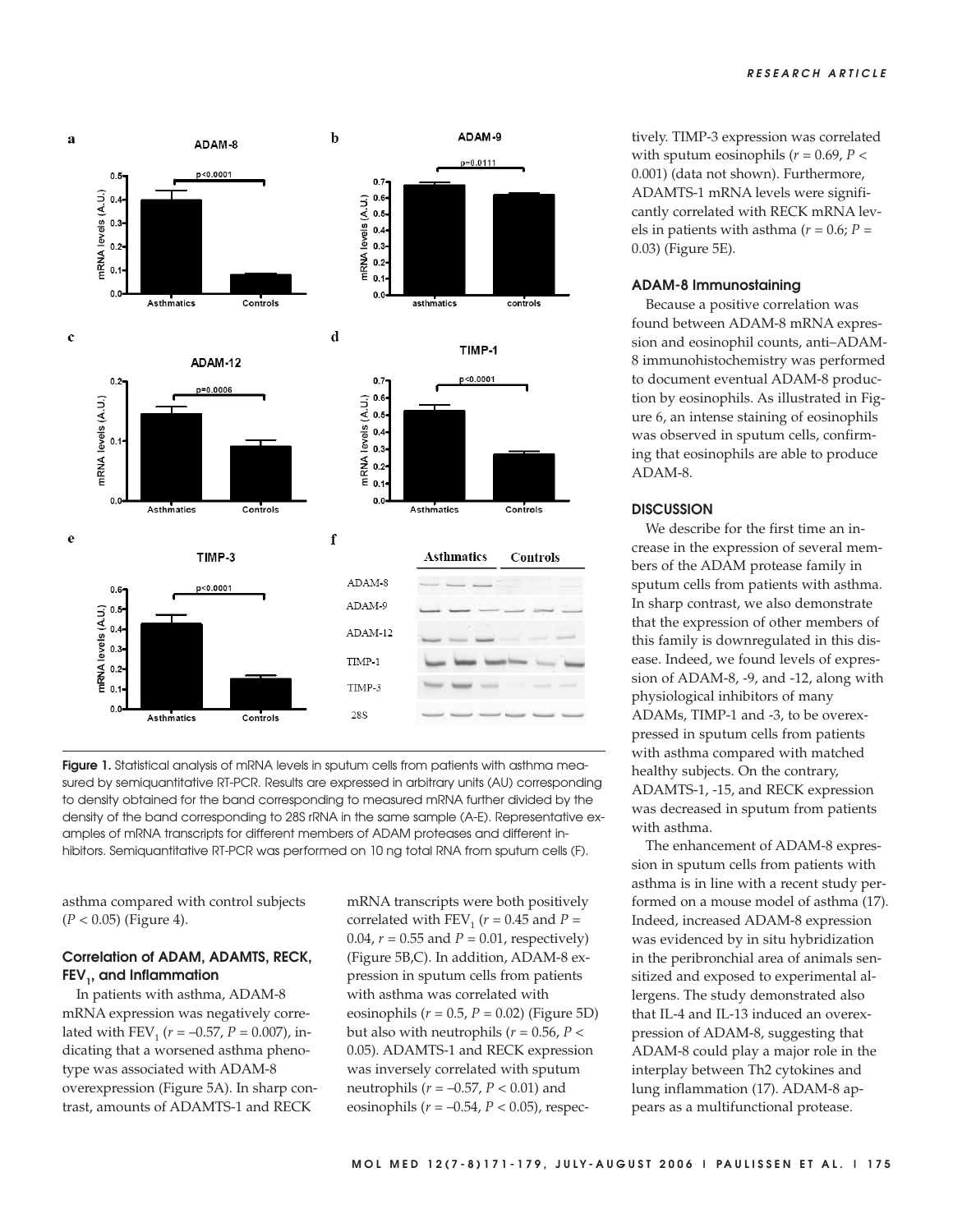**Figure 1.** Statistical analysis of mRNA levels in sputum cells from patients with asthma measured by semiquantitative RT-PCR. Results are expressed in arbitrary units (AU) corresponding to density obtained for the band corresponding to measured mRNA further divided by the density of the band corresponding to 28S rRNA in the same sample (A-E). Representative examples of mRNA transcripts for different members of ADAM proteases and different inhibitors. Semiquantitative RT-PCR was performed on 10 ng total RNA from sputum cells (F).

asthma compared with control subjects ($P < 0.05$) (Figure 4).

### Correlation of ADAM, ADAMTS, RECK, $FEV_1$, and Inflammation

In patients with asthma, ADAM-8 mRNA expression was negatively correlated with $FEV_1$ ($r = -0.57$, $P = 0.007$), indicating that a worsened asthma phenotype was associated with ADAM-8 overexpression (Figure 5A). In sharp contrast, amounts of ADAMTS-1 and RECK mRNA transcripts were both positively correlated with $FEV_1$ ($r = 0.45$ and $P = 0.04$, $r = 0.55$ and $P = 0.01$, respectively) (Figure 5B,C). In addition, ADAM-8 expression in sputum cells from patients with asthma was correlated with eosinophils ($r = 0.5$, $P = 0.02$) (Figure 5D) but also with neutrophils ($r = 0.56$, $P < 0.05$). ADAMTS-1 and RECK expression was inversely correlated with sputum neutrophils ($r = -0.57$, $P < 0.01$) and eosinophils ($r = -0.54$, $P < 0.05$), respectively. TIMP-3 expression was correlated with sputum eosinophils ($r = 0.69$, $P < 0.001$) (data not shown). Furthermore, ADAMTS-1 mRNA levels were significantly correlated with RECK mRNA levels in patients with asthma ($r = 0.6$; $P = 0.03$) (Figure 5E).

### ADAM-8 Immunostaining

Because a positive correlation was found between ADAM-8 mRNA expression and eosinophil counts, anti–ADAM-8 immunohistochemistry was performed to document eventual ADAM-8 production by eosinophils. As illustrated in Figure 6, an intense staining of eosinophils was observed in sputum cells, confirming that eosinophils are able to produce ADAM-8.

## DISCUSSION

We describe for the first time an increase in the expression of several members of the ADAM protease family in sputum cells from patients with asthma. In sharp contrast, we also demonstrate that the expression of other members of this family is downregulated in this disease. Indeed, we found levels of expression of ADAM-8, -9, and -12, along with physiological inhibitors of many ADAMs, TIMP-1 and -3, to be overexpressed in sputum cells from patients with asthma compared with matched healthy subjects. On the contrary, ADAMTS-1, -15, and RECK expression was decreased in sputum from patients with asthma.

The enhancement of ADAM-8 expression in sputum cells from patients with asthma is in line with a recent study performed on a mouse model of asthma (17). Indeed, increased ADAM-8 expression was evidenced by in situ hybridization in the peribronchial area of animals sensitized and exposed to experimental allergens. The study demonstrated also that IL-4 and IL-13 induced an overexpression of ADAM-8, suggesting that ADAM-8 could play a major role in the interplay between Th2 cytokines and lung inflammation (17). ADAM-8 appears as a multifunctional protease.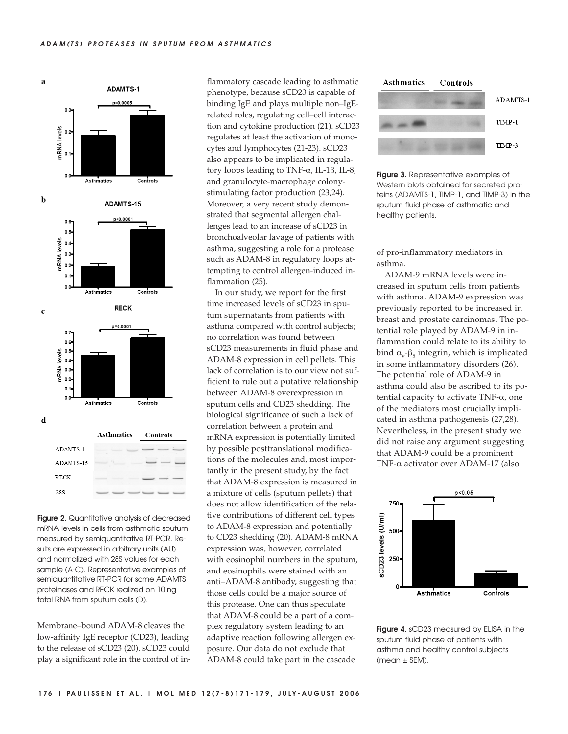Figure 2. Quantitative analysis of decreased mRNA levels in cells from asthmatic sputum measured by semiquantitative RT-PCR. Results are expressed in arbitrary units (AU) and normalized with 28S values for each sample (A-C). Representative examples of semiquantitative RT-PCR for some ADAMTS proteinases and RECK realized on 10 ng total RNA from sputum cells (D).

Membrane–bound ADAM-8 cleaves the low-affinity IgE receptor (CD23), leading to the release of sCD23 (20). sCD23 could play a significant role in the control of inflammatory cascade leading to asthmatic phenotype, because sCD23 is capable of binding IgE and plays multiple non–IgE-related roles, regulating cell–cell interaction and cytokine production (21). sCD23 regulates at least the activation of monocytes and lymphocytes (21-23). sCD23 also appears to be implicated in regulatory loops leading to TNF-α, IL-1β, IL-8, and granulocyte-macrophage colony-stimulating factor production (23,24). Moreover, a very recent study demonstrated that segmental allergen challenges lead to an increase of sCD23 in bronchoalveolar lavage of patients with asthma, suggesting a role for a protease such as ADAM-8 in regulatory loops attempting to control allergen-induced inflammation (25).

In our study, we report for the first time increased levels of sCD23 in sputum supernatants from patients with asthma compared with control subjects; no correlation was found between sCD23 measurements in fluid phase and ADAM-8 expression in cell pellets. This lack of correlation is to our view not sufficient to rule out a putative relationship between ADAM-8 overexpression in sputum cells and CD23 shedding. The biological significance of such a lack of correlation between a protein and mRNA expression is potentially limited by possible posttranslational modifications of the molecules and, most importantly in the present study, by the fact that ADAM-8 expression is measured in a mixture of cells (sputum pellets) that does not allow identification of the relative contributions of different cell types to ADAM-8 expression and potentially to CD23 shedding (20). ADAM-8 mRNA expression was, however, correlated with eosinophil numbers in the sputum, and eosinophils were stained with an anti–ADAM-8 antibody, suggesting that those cells could be a major source of this protease. One can thus speculate that ADAM-8 could be a part of a complex regulatory system leading to an adaptive reaction following allergen exposure. Our data do not exclude that ADAM-8 could take part in the cascade of pro-inflammatory mediators in asthma.

Figure 3. Representative examples of Western blots obtained for secreted proteins (ADAMTS-1, TIMP-1, and TIMP-3) in the sputum fluid phase of asthmatic and healthy patients.

ADAM-9 mRNA levels were increased in sputum cells from patients with asthma. ADAM-9 expression was previously reported to be increased in breast and prostate carcinomas. The potential role played by ADAM-9 in inflammation could relate to its ability to bind $\alpha_v$-$\beta_5$ integrin, which is implicated in some inflammatory disorders (26). The potential role of ADAM-9 in asthma could also be ascribed to its potential capacity to activate TNF-α, one of the mediators most crucially implicated in asthma pathogenesis (27,28). Nevertheless, in the present study we did not raise any argument suggesting that ADAM-9 could be a prominent TNF-α activator over ADAM-17 (also

Figure 4. sCD23 measured by ELISA in the sputum fluid phase of patients with asthma and healthy control subjects (mean ± SEM).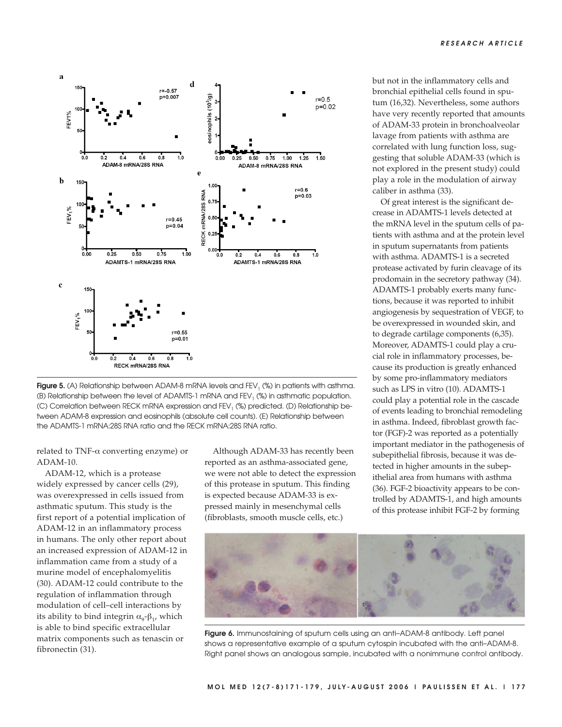**Figure 5.** (A) Relationship between ADAM-8 mRNA levels and $FEV_1$ (%) in patients with asthma. (B) Relationship between the level of ADAMTS-1 mRNA and $FEV_1$ (%) in asthmatic population. (C) Correlation between RECK mRNA expression and $FEV_1$ (%) predicted. (D) Relationship between ADAM-8 expression and eosinophils (absolute cell counts). (E) Relationship between the ADAMTS-1 mRNA:28S RNA ratio and the RECK mRNA:28S RNA ratio.

related to TNF-α converting enzyme) or ADAM-10.

ADAM-12, which is a protease widely expressed by cancer cells (29), was overexpressed in cells issued from asthmatic sputum. This study is the first report of a potential implication of ADAM-12 in an inflammatory process in humans. The only other report about an increased expression of ADAM-12 in inflammation came from a study of a murine model of encephalomyelitis (30). ADAM-12 could contribute to the regulation of inflammation through modulation of cell–cell interactions by its ability to bind integrin $\alpha_9$-$\beta_1$, which is able to bind specific extracellular matrix components such as tenascin or fibronectin (31).

Although ADAM-33 has recently been reported as an asthma-associated gene, we were not able to detect the expression of this protease in sputum. This finding is expected because ADAM-33 is expressed mainly in mesenchymal cells (fibroblasts, smooth muscle cells, etc.) but not in the inflammatory cells and bronchial epithelial cells found in sputum (16,32). Nevertheless, some authors have very recently reported that amounts of ADAM-33 protein in bronchoalveolar lavage from patients with asthma are correlated with lung function loss, suggesting that soluble ADAM-33 (which is not explored in the present study) could play a role in the modulation of airway caliber in asthma (33).

Of great interest is the significant decrease in ADAMTS-1 levels detected at the mRNA level in the sputum cells of patients with asthma and at the protein level in sputum supernatants from patients with asthma. ADAMTS-1 is a secreted protease activated by furin cleavage of its prodomain in the secretory pathway (34). ADAMTS-1 probably exerts many functions, because it was reported to inhibit angiogenesis by sequestration of VEGF, to be overexpressed in wounded skin, and to degrade cartilage components (6,35). Moreover, ADAMTS-1 could play a crucial role in inflammatory processes, because its production is greatly enhanced by some pro-inflammatory mediators such as LPS in vitro (10). ADAMTS-1 could play a potential role in the cascade of events leading to bronchial remodeling in asthma. Indeed, fibroblast growth factor (FGF)-2 was reported as a potentially important mediator in the pathogenesis of subepithelial fibrosis, because it was detected in higher amounts in the subepithelial area from humans with asthma (36). FGF-2 bioactivity appears to be controlled by ADAMTS-1, and high amounts of this protease inhibit FGF-2 by forming

**Figure 6.** Immunostaining of sputum cells using an anti–ADAM-8 antibody. Left panel shows a representative example of a sputum cytospin incubated with the anti–ADAM-8. Right panel shows an analogous sample, incubated with a nonimmune control antibody.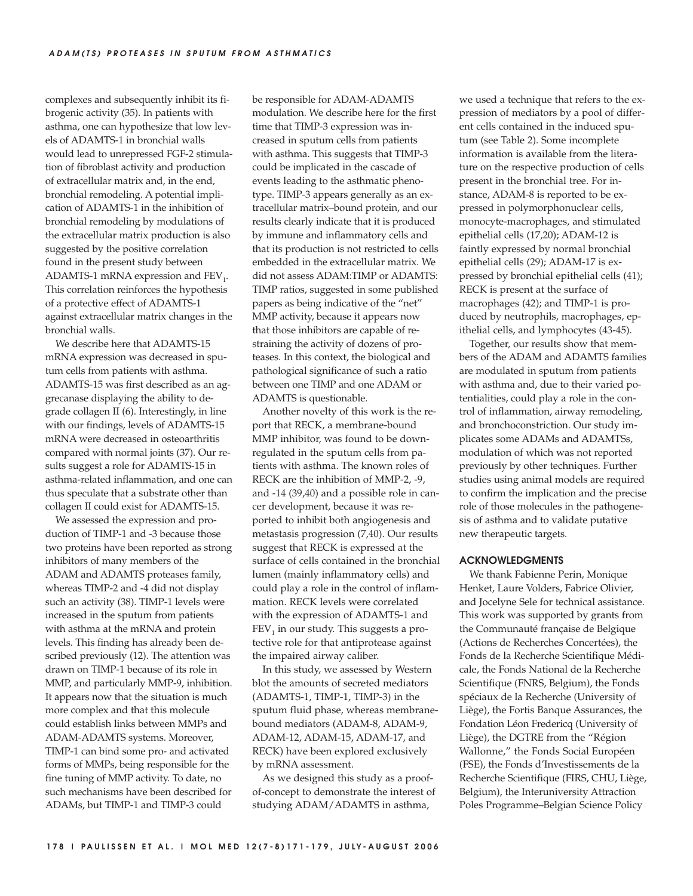complexes and subsequently inhibit its fibrogenic activity (35). In patients with asthma, one can hypothesize that low levels of ADAMTS-1 in bronchial walls would lead to unrepressed FGF-2 stimulation of fibroblast activity and production of extracellular matrix and, in the end, bronchial remodeling. A potential implication of ADAMTS-1 in the inhibition of bronchial remodeling by modulations of the extracellular matrix production is also suggested by the positive correlation found in the present study between ADAMTS-1 mRNA expression and $FEV_1$. This correlation reinforces the hypothesis of a protective effect of ADAMTS-1 against extracellular matrix changes in the bronchial walls.

We describe here that ADAMTS-15 mRNA expression was decreased in sputum cells from patients with asthma. ADAMTS-15 was first described as an aggrecanase displaying the ability to degrade collagen II (6). Interestingly, in line with our findings, levels of ADAMTS-15 mRNA were decreased in osteoarthritis compared with normal joints (37). Our results suggest a role for ADAMTS-15 in asthma-related inflammation, and one can thus speculate that a substrate other than collagen II could exist for ADAMTS-15.

We assessed the expression and production of TIMP-1 and -3 because those two proteins have been reported as strong inhibitors of many members of the ADAM and ADAMTS proteases family, whereas TIMP-2 and -4 did not display such an activity (38). TIMP-1 levels were increased in the sputum from patients with asthma at the mRNA and protein levels. This finding has already been described previously (12). The attention was drawn on TIMP-1 because of its role in MMP, and particularly MMP-9, inhibition. It appears now that the situation is much more complex and that this molecule could establish links between MMPs and ADAM-ADAMTS systems. Moreover, TIMP-1 can bind some pro- and activated forms of MMPs, being responsible for the fine tuning of MMP activity. To date, no such mechanisms have been described for ADAMs, but TIMP-1 and TIMP-3 could be responsible for ADAM-ADAMTS modulation. We describe here for the first time that TIMP-3 expression was increased in sputum cells from patients with asthma. This suggests that TIMP-3 could be implicated in the cascade of events leading to the asthmatic phenotype. TIMP-3 appears generally as an extracellular matrix–bound protein, and our results clearly indicate that it is produced by immune and inflammatory cells and that its production is not restricted to cells embedded in the extracellular matrix. We did not assess ADAM:TIMP or ADAMTS:TIMP ratios, suggested in some published papers as being indicative of the "net" MMP activity, because it appears now that those inhibitors are capable of restraining the activity of dozens of proteases. In this context, the biological and pathological significance of such a ratio between one TIMP and one ADAM or ADAMTS is questionable.

Another novelty of this work is the report that RECK, a membrane-bound MMP inhibitor, was found to be downregulated in the sputum cells from patients with asthma. The known roles of RECK are the inhibition of MMP-2, -9, and -14 (39,40) and a possible role in cancer development, because it was reported to inhibit both angiogenesis and metastasis progression (7,40). Our results suggest that RECK is expressed at the surface of cells contained in the bronchial lumen (mainly inflammatory cells) and could play a role in the control of inflammation. RECK levels were correlated with the expression of ADAMTS-1 and $FEV_1$ in our study. This suggests a protective role for that antiprotease against the impaired airway caliber.

In this study, we assessed by Western blot the amounts of secreted mediators (ADAMTS-1, TIMP-1, TIMP-3) in the sputum fluid phase, whereas membrane-bound mediators (ADAM-8, ADAM-9, ADAM-12, ADAM-15, ADAM-17, and RECK) have been explored exclusively by mRNA assessment.

As we designed this study as a proof-of-concept to demonstrate the interest of studying ADAM/ADAMTS in asthma, we used a technique that refers to the expression of mediators by a pool of different cells contained in the induced sputum (see Table 2). Some incomplete information is available from the literature on the respective production of cells present in the bronchial tree. For instance, ADAM-8 is reported to be expressed in polymorphonuclear cells, monocyte-macrophages, and stimulated epithelial cells (17,20); ADAM-12 is faintly expressed by normal bronchial epithelial cells (29); ADAM-17 is expressed by bronchial epithelial cells (41); RECK is present at the surface of macrophages (42); and TIMP-1 is produced by neutrophils, macrophages, epithelial cells, and lymphocytes (43-45).

Together, our results show that members of the ADAM and ADAMTS families are modulated in sputum from patients with asthma and, due to their varied potentialities, could play a role in the control of inflammation, airway remodeling, and bronchoconstriction. Our study implicates some ADAMs and ADAMTSs, modulation of which was not reported previously by other techniques. Further studies using animal models are required to confirm the implication and the precise role of those molecules in the pathogenesis of asthma and to validate putative new therapeutic targets.

## ACKNOWLEDGMENTS

We thank Fabienne Perin, Monique Henket, Laure Volders, Fabrice Olivier, and Jocelyne Sele for technical assistance. This work was supported by grants from the Communauté française de Belgique (Actions de Recherches Concertées), the Fonds de la Recherche Scientifique Médicale, the Fonds National de la Recherche Scientifique (FNRS, Belgium), the Fonds spéciaux de la Recherche (University of Liège), the Fortis Banque Assurances, the Fondation Léon Fredericq (University of Liège), the DGTRE from the "Région Wallonne," the Fonds Social Européen (FSE), the Fonds d'Investissements de la Recherche Scientifique (FIRS, CHU, Liège, Belgium), the Interuniversity Attraction Poles Programme–Belgian Science Policy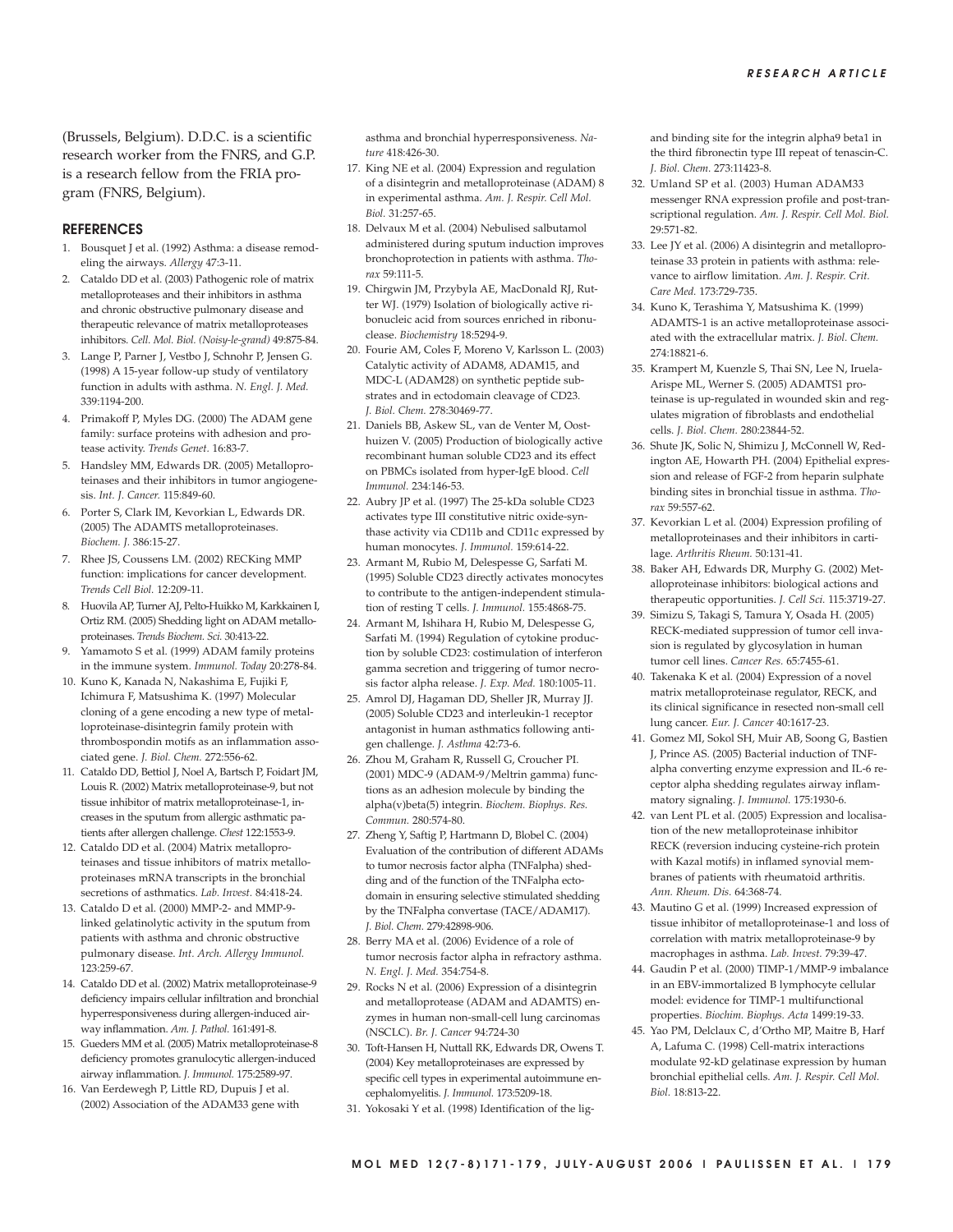(Brussels, Belgium). D.D.C. is a scientific research worker from the FNRS, and G.P. is a research fellow from the FRIA program (FNRS, Belgium).

## REFERENCES

1. Bousquet J et al. (1992) Asthma: a disease remodeling the airways. *Allergy* 47:3-11.
2. Cataldo DD et al. (2003) Pathogenic role of matrix metalloproteases and their inhibitors in asthma and chronic obstructive pulmonary disease and therapeutic relevance of matrix metalloproteases inhibitors. *Cell. Mol. Biol. (Noisy-le-grand)* 49:875-84.
3. Lange P, Parner J, Vestbo J, Schnohr P, Jensen G. (1998) A 15-year follow-up study of ventilatory function in adults with asthma. *N. Engl. J. Med.* 339:1194-200.
4. Primakoff P, Myles DG. (2000) The ADAM gene family: surface proteins with adhesion and protease activity. *Trends Genet.* 16:83-7.
5. Handsley MM, Edwards DR. (2005) Metalloproteinases and their inhibitors in tumor angiogenesis. *Int. J. Cancer.* 115:849-60.
6. Porter S, Clark IM, Kevorkian L, Edwards DR. (2005) The ADAMTS metalloproteinases. *Biochem. J.* 386:15-27.
7. Rhee JS, Coussens LM. (2002) RECKing MMP function: implications for cancer development. *Trends Cell Biol.* 12:209-11.
8. Huovila AP, Turner AJ, Pelto-Huikko M, Karkkainen I, Ortiz RM. (2005) Shedding light on ADAM metalloproteinases. *Trends Biochem. Sci.* 30:413-22.
9. Yamamoto S et al. (1999) ADAM family proteins in the immune system. *Immunol. Today* 20:278-84.
10. Kuno K, Kanada N, Nakashima E, Fujiki F, Ichimura F, Matsushima K. (1997) Molecular cloning of a gene encoding a new type of metalloproteinase-disintegrin family protein with thrombospondin motifs as an inflammation associated gene. *J. Biol. Chem.* 272:556-62.
11. Cataldo DD, Bettiol J, Noel A, Bartsch P, Foidart JM, Louis R. (2002) Matrix metalloproteinase-9, but not tissue inhibitor of matrix metalloproteinase-1, increases in the sputum from allergic asthmatic patients after allergen challenge. *Chest* 122:1553-9.
12. Cataldo DD et al. (2004) Matrix metalloproteinases and tissue inhibitors of matrix metalloproteinases mRNA transcripts in the bronchial secretions of asthmatics. *Lab. Invest.* 84:418-24.
13. Cataldo D et al. (2000) MMP-2- and MMP-9-linked gelatinolytic activity in the sputum from patients with asthma and chronic obstructive pulmonary disease. *Int. Arch. Allergy Immunol.* 123:259-67.
14. Cataldo DD et al. (2002) Matrix metalloproteinase-9 deficiency impairs cellular infiltration and bronchial hyperresponsiveness during allergen-induced airway inflammation. *Am. J. Pathol.* 161:491-8.
15. Gueders MM et al. (2005) Matrix metalloproteinase-8 deficiency promotes granulocytic allergen-induced airway inflammation. *J. Immunol.* 175:2589-97.
16. Van Eerdewegh P, Little RD, Dupuis J et al. (2002) Association of the ADAM33 gene with asthma and bronchial hyperresponsiveness. *Nature* 418:426-30.
17. King NE et al. (2004) Expression and regulation of a disintegrin and metalloproteinase (ADAM) 8 in experimental asthma. *Am. J. Respir. Cell Mol. Biol.* 31:257-65.
18. Delvaux M et al. (2004) Nebulised salbutamol administered during sputum induction improves bronchoprotection in patients with asthma. *Thorax* 59:111-5.
19. Chirgwin JM, Przybyla AE, MacDonald RJ, Rutter WJ. (1979) Isolation of biologically active ribonucleic acid from sources enriched in ribonuclease. *Biochemistry* 18:5294-9.
20. Fourie AM, Coles F, Moreno V, Karlsson L. (2003) Catalytic activity of ADAM8, ADAM15, and MDC-L (ADAM28) on synthetic peptide substrates and in ectodomain cleavage of CD23. *J. Biol. Chem.* 278:30469-77.
21. Daniels BB, Askew SL, van de Venter M, Oosthuizen V. (2005) Production of biologically active recombinant human soluble CD23 and its effect on PBMCs isolated from hyper-IgE blood. *Cell Immunol.* 234:146-53.
22. Aubry JP et al. (1997) The 25-kDa soluble CD23 activates type III constitutive nitric oxide-synthase activity via CD11b and CD11c expressed by human monocytes. *J. Immunol.* 159:614-22.
23. Armant M, Rubio M, Delespesse G, Sarfati M. (1995) Soluble CD23 directly activates monocytes to contribute to the antigen-independent stimulation of resting T cells. *J. Immunol.* 155:4868-75.
24. Armant M, Ishihara H, Rubio M, Delespesse G, Sarfati M. (1994) Regulation of cytokine production by soluble CD23: costimulation of interferon gamma secretion and triggering of tumor necrosis factor alpha release. *J. Exp. Med.* 180:1005-11.
25. Amrol DJ, Hagaman DD, Sheller JR, Murray JJ. (2005) Soluble CD23 and interleukin-1 receptor antagonist in human asthmatics following antigen challenge. *J. Asthma* 42:73-6.
26. Zhou M, Graham R, Russell G, Croucher PI. (2001) MDC-9 (ADAM-9/Meltrin gamma) functions as an adhesion molecule by binding the alpha(v)beta(5) integrin. *Biochem. Biophys. Res. Commun.* 280:574-80.
27. Zheng Y, Saftig P, Hartmann D, Blobel C. (2004) Evaluation of the contribution of different ADAMs to tumor necrosis factor alpha (TNFalpha) shedding and of the function of the TNFalpha ectodomain in ensuring selective stimulated shedding by the TNFalpha convertase (TACE/ADAM17). *J. Biol. Chem.* 279:42898-906.
28. Berry MA et al. (2006) Evidence of a role of tumor necrosis factor alpha in refractory asthma. *N. Engl. J. Med.* 354:754-8.
29. Rocks N et al. (2006) Expression of a disintegrin and metalloprotease (ADAM and ADAMTS) enzymes in human non-small-cell lung carcinomas (NSCLC). *Br. J. Cancer* 94:724-30
30. Toft-Hansen H, Nuttall RK, Edwards DR, Owens T. (2004) Key metalloproteinases are expressed by specific cell types in experimental autoimmune encephalomyelitis. *J. Immunol.* 173:5209-18.
31. Yokosaki Y et al. (1998) Identification of the ligand binding site for the integrin alpha9 beta1 in the third fibronectin type III repeat of tenascin-C. *J. Biol. Chem.* 273:11423-8.
32. Umland SP et al. (2003) Human ADAM33 messenger RNA expression profile and post-transcriptional regulation. *Am. J. Respir. Cell Mol. Biol.* 29:571-82.
33. Lee JY et al. (2006) A disintegrin and metalloproteinase 33 protein in patients with asthma: relevance to airflow limitation. *Am. J. Respir. Crit. Care Med.* 173:729-735.
34. Kuno K, Terashima Y, Matsushima K. (1999) ADAMTS-1 is an active metalloproteinase associated with the extracellular matrix. *J. Biol. Chem.* 274:18821-6.
35. Krampert M, Kuenzle S, Thai SN, Lee N, Iruela-Arispe ML, Werner S. (2005) ADAMTS1 proteinase is up-regulated in wounded skin and regulates migration of fibroblasts and endothelial cells. *J. Biol. Chem.* 280:23844-52.
36. Shute JK, Solic N, Shimizu J, McConnell W, Redington AE, Howarth PH. (2004) Epithelial expression and release of FGF-2 from heparin sulphate binding sites in bronchial tissue in asthma. *Thorax* 59:557-62.
37. Kevorkian L et al. (2004) Expression profiling of metalloproteinases and their inhibitors in cartilage. *Arthritis Rheum.* 50:131-41.
38. Baker AH, Edwards DR, Murphy G. (2002) Metalloproteinase inhibitors: biological actions and therapeutic opportunities. *J. Cell Sci.* 115:3719-27.
39. Simizu S, Takagi S, Tamura Y, Osada H. (2005) RECK-mediated suppression of tumor cell invasion is regulated by glycosylation in human tumor cell lines. *Cancer Res.* 65:7455-61.
40. Takenaka K et al. (2004) Expression of a novel matrix metalloproteinase regulator, RECK, and its clinical significance in resected non-small cell lung cancer. *Eur. J. Cancer* 40:1617-23.
41. Gomez MI, Sokol SH, Muir AB, Soong G, Bastien J, Prince AS. (2005) Bacterial induction of TNF-alpha converting enzyme expression and IL-6 receptor alpha shedding regulates airway inflammatory signaling. *J. Immunol.* 175:1930-6.
42. van Lent PL et al. (2005) Expression and localisation of the new metalloproteinase inhibitor RECK (reversion inducing cysteine-rich protein with Kazal motifs) in inflamed synovial membranes of patients with rheumatoid arthritis. *Ann. Rheum. Dis.* 64:368-74.
43. Mautino G et al. (1999) Increased expression of tissue inhibitor of metalloproteinase-1 and loss of correlation with matrix metalloproteinase-9 by macrophages in asthma. *Lab. Invest.* 79:39-47.
44. Gaudin P et al. (2000) TIMP-1/MMP-9 imbalance in an EBV-immortalized B lymphocyte cellular model: evidence for TIMP-1 multifunctional properties. *Biochim. Biophys. Acta* 1499:19-33.
45. Yao PM, Delclaux C, d'Ortho MP, Maitre B, Harf A, Lafuma C. (1998) Cell-matrix interactions modulate 92-kD gelatinase expression by human bronchial epithelial cells. *Am. J. Respir. Cell Mol. Biol.* 18:813-22.